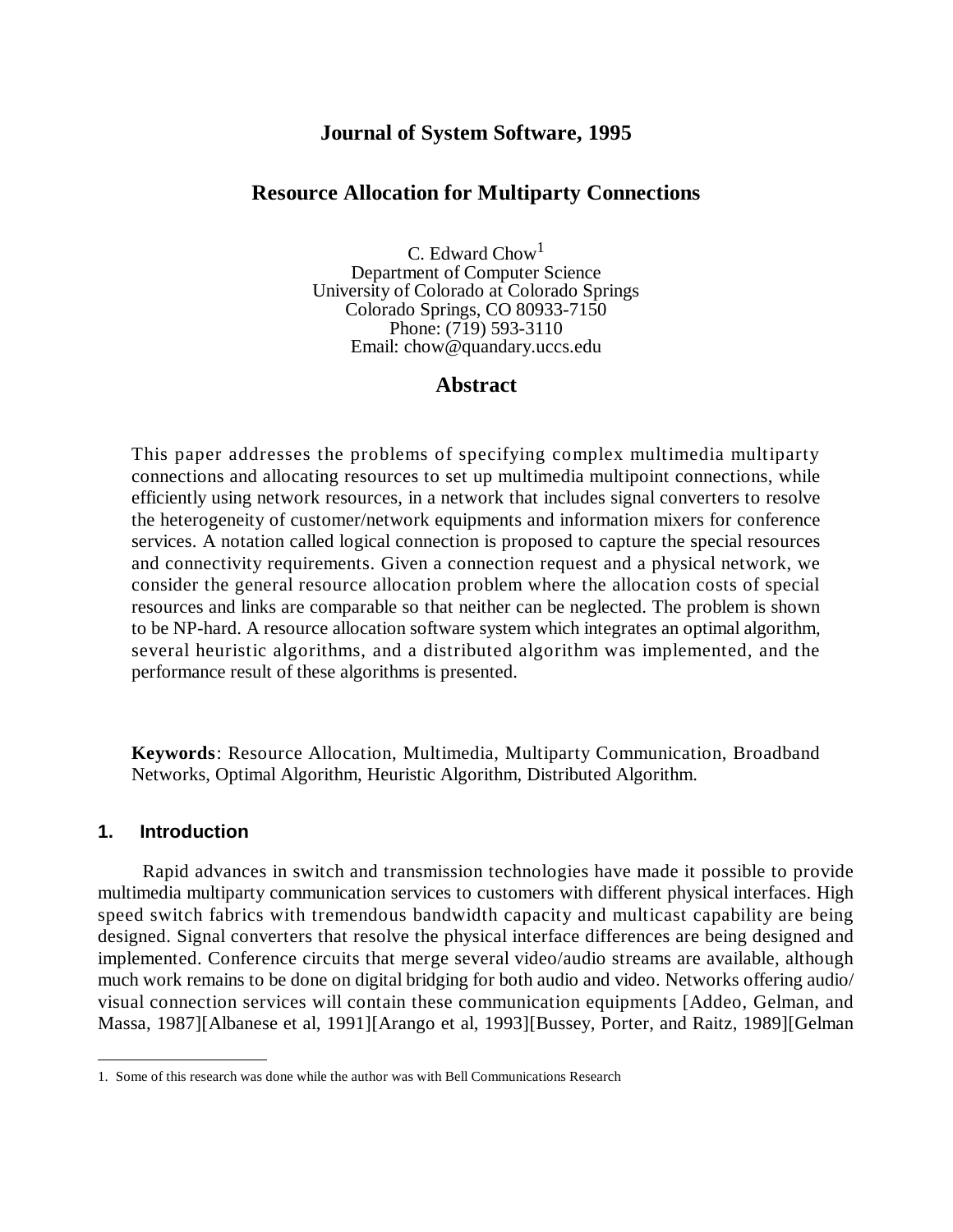**Journal of System Software, 1995**

# Resource Allocation for Multiparty Connections

C. Edward Chow[1]
Department of Computer Science
University of Colorado at Colorado Springs
Colorado Springs, CO 80933-7150
Phone: (719) 593-3110
Email: chow@quandary.uccs.edu

## Abstract

This paper addresses the problems of specifying complex multimedia multiparty connections and allocating resources to set up multimedia multipoint connections, while efficiently using network resources, in a network that includes signal converters to resolve the heterogeneity of customer/network equipments and information mixers for conference services. A notation called logical connection is proposed to capture the special resources and connectivity requirements. Given a connection request and a physical network, we consider the general resource allocation problem where the allocation costs of special resources and links are comparable so that neither can be neglected. The problem is shown to be NP-hard. A resource allocation software system which integrates an optimal algorithm, several heuristic algorithms, and a distributed algorithm was implemented, and the performance result of these algorithms is presented.

**Keywords**: Resource Allocation, Multimedia, Multiparty Communication, Broadband Networks, Optimal Algorithm, Heuristic Algorithm, Distributed Algorithm.

## 1. Introduction

Rapid advances in switch and transmission technologies have made it possible to provide multimedia multiparty communication services to customers with different physical interfaces. High speed switch fabrics with tremendous bandwidth capacity and multicast capability are being designed. Signal converters that resolve the physical interface differences are being designed and implemented. Conference circuits that merge several video/audio streams are available, although much work remains to be done on digital bridging for both audio and video. Networks offering audio/visual connection services will contain these communication equipments [Addeo, Gelman, and Massa, 1987][Albanese et al, 1991][Arango et al, 1993][Bussey, Porter, and Raitz, 1989][Gelman

---

1. Some of this research was done while the author was with Bell Communications Research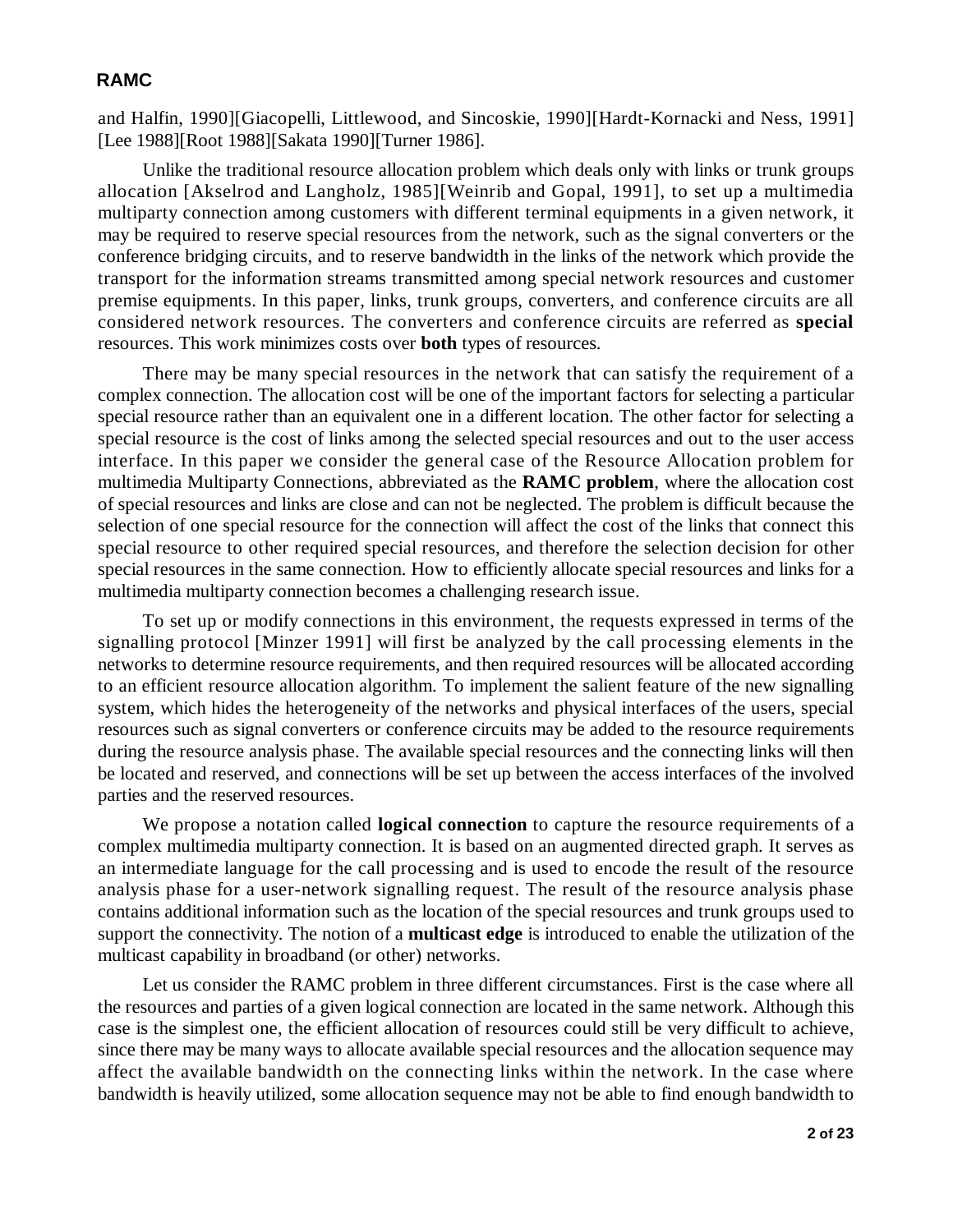and Halfin, 1990][Giacopelli, Littlewood, and Sincoskie, 1990][Hardt-Kornacki and Ness, 1991] [Lee 1988][Root 1988][Sakata 1990][Turner 1986].

Unlike the traditional resource allocation problem which deals only with links or trunk groups allocation [Akselrod and Langholz, 1985][Weinrib and Gopal, 1991], to set up a multimedia multiparty connection among customers with different terminal equipments in a given network, it may be required to reserve special resources from the network, such as the signal converters or the conference bridging circuits, and to reserve bandwidth in the links of the network which provide the transport for the information streams transmitted among special network resources and customer premise equipments. In this paper, links, trunk groups, converters, and conference circuits are all considered network resources. The converters and conference circuits are referred as **special** resources. This work minimizes costs over **both** types of resources.

There may be many special resources in the network that can satisfy the requirement of a complex connection. The allocation cost will be one of the important factors for selecting a particular special resource rather than an equivalent one in a different location. The other factor for selecting a special resource is the cost of links among the selected special resources and out to the user access interface. In this paper we consider the general case of the Resource Allocation problem for multimedia Multiparty Connections, abbreviated as the **RAMC problem**, where the allocation cost of special resources and links are close and can not be neglected. The problem is difficult because the selection of one special resource for the connection will affect the cost of the links that connect this special resource to other required special resources, and therefore the selection decision for other special resources in the same connection. How to efficiently allocate special resources and links for a multimedia multiparty connection becomes a challenging research issue.

To set up or modify connections in this environment, the requests expressed in terms of the signalling protocol [Minzer 1991] will first be analyzed by the call processing elements in the networks to determine resource requirements, and then required resources will be allocated according to an efficient resource allocation algorithm. To implement the salient feature of the new signalling system, which hides the heterogeneity of the networks and physical interfaces of the users, special resources such as signal converters or conference circuits may be added to the resource requirements during the resource analysis phase. The available special resources and the connecting links will then be located and reserved, and connections will be set up between the access interfaces of the involved parties and the reserved resources.

We propose a notation called **logical connection** to capture the resource requirements of a complex multimedia multiparty connection. It is based on an augmented directed graph. It serves as an intermediate language for the call processing and is used to encode the result of the resource analysis phase for a user-network signalling request. The result of the resource analysis phase contains additional information such as the location of the special resources and trunk groups used to support the connectivity. The notion of a **multicast edge** is introduced to enable the utilization of the multicast capability in broadband (or other) networks.

Let us consider the RAMC problem in three different circumstances. First is the case where all the resources and parties of a given logical connection are located in the same network. Although this case is the simplest one, the efficient allocation of resources could still be very difficult to achieve, since there may be many ways to allocate available special resources and the allocation sequence may affect the available bandwidth on the connecting links within the network. In the case where bandwidth is heavily utilized, some allocation sequence may not be able to find enough bandwidth to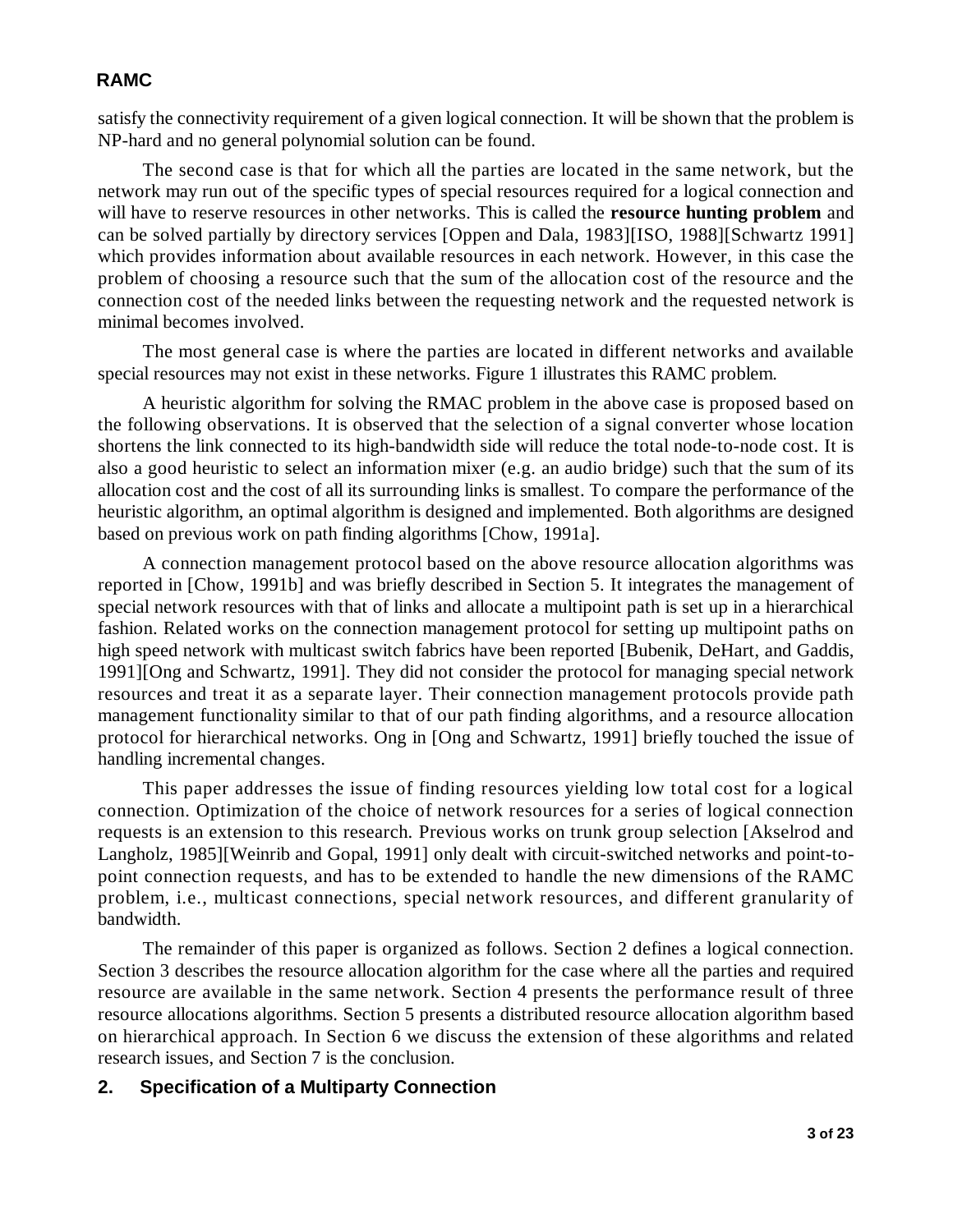satisfy the connectivity requirement of a given logical connection. It will be shown that the problem is NP-hard and no general polynomial solution can be found.

The second case is that for which all the parties are located in the same network, but the network may run out of the specific types of special resources required for a logical connection and will have to reserve resources in other networks. This is called the **resource hunting problem** and can be solved partially by directory services [Oppen and Dala, 1983][ISO, 1988][Schwartz 1991] which provides information about available resources in each network. However, in this case the problem of choosing a resource such that the sum of the allocation cost of the resource and the connection cost of the needed links between the requesting network and the requested network is minimal becomes involved.

The most general case is where the parties are located in different networks and available special resources may not exist in these networks. Figure 1 illustrates this RAMC problem.

A heuristic algorithm for solving the RMAC problem in the above case is proposed based on the following observations. It is observed that the selection of a signal converter whose location shortens the link connected to its high-bandwidth side will reduce the total node-to-node cost. It is also a good heuristic to select an information mixer (e.g. an audio bridge) such that the sum of its allocation cost and the cost of all its surrounding links is smallest. To compare the performance of the heuristic algorithm, an optimal algorithm is designed and implemented. Both algorithms are designed based on previous work on path finding algorithms [Chow, 1991a].

A connection management protocol based on the above resource allocation algorithms was reported in [Chow, 1991b] and was briefly described in Section 5. It integrates the management of special network resources with that of links and allocate a multipoint path is set up in a hierarchical fashion. Related works on the connection management protocol for setting up multipoint paths on high speed network with multicast switch fabrics have been reported [Bubenik, DeHart, and Gaddis, 1991][Ong and Schwartz, 1991]. They did not consider the protocol for managing special network resources and treat it as a separate layer. Their connection management protocols provide path management functionality similar to that of our path finding algorithms, and a resource allocation protocol for hierarchical networks. Ong in [Ong and Schwartz, 1991] briefly touched the issue of handling incremental changes.

This paper addresses the issue of finding resources yielding low total cost for a logical connection. Optimization of the choice of network resources for a series of logical connection requests is an extension to this research. Previous works on trunk group selection [Akselrod and Langholz, 1985][Weinrib and Gopal, 1991] only dealt with circuit-switched networks and point-to-point connection requests, and has to be extended to handle the new dimensions of the RAMC problem, i.e., multicast connections, special network resources, and different granularity of bandwidth.

The remainder of this paper is organized as follows. Section 2 defines a logical connection. Section 3 describes the resource allocation algorithm for the case where all the parties and required resource are available in the same network. Section 4 presents the performance result of three resource allocations algorithms. Section 5 presents a distributed resource allocation algorithm based on hierarchical approach. In Section 6 we discuss the extension of these algorithms and related research issues, and Section 7 is the conclusion.

## 2. Specification of a Multiparty Connection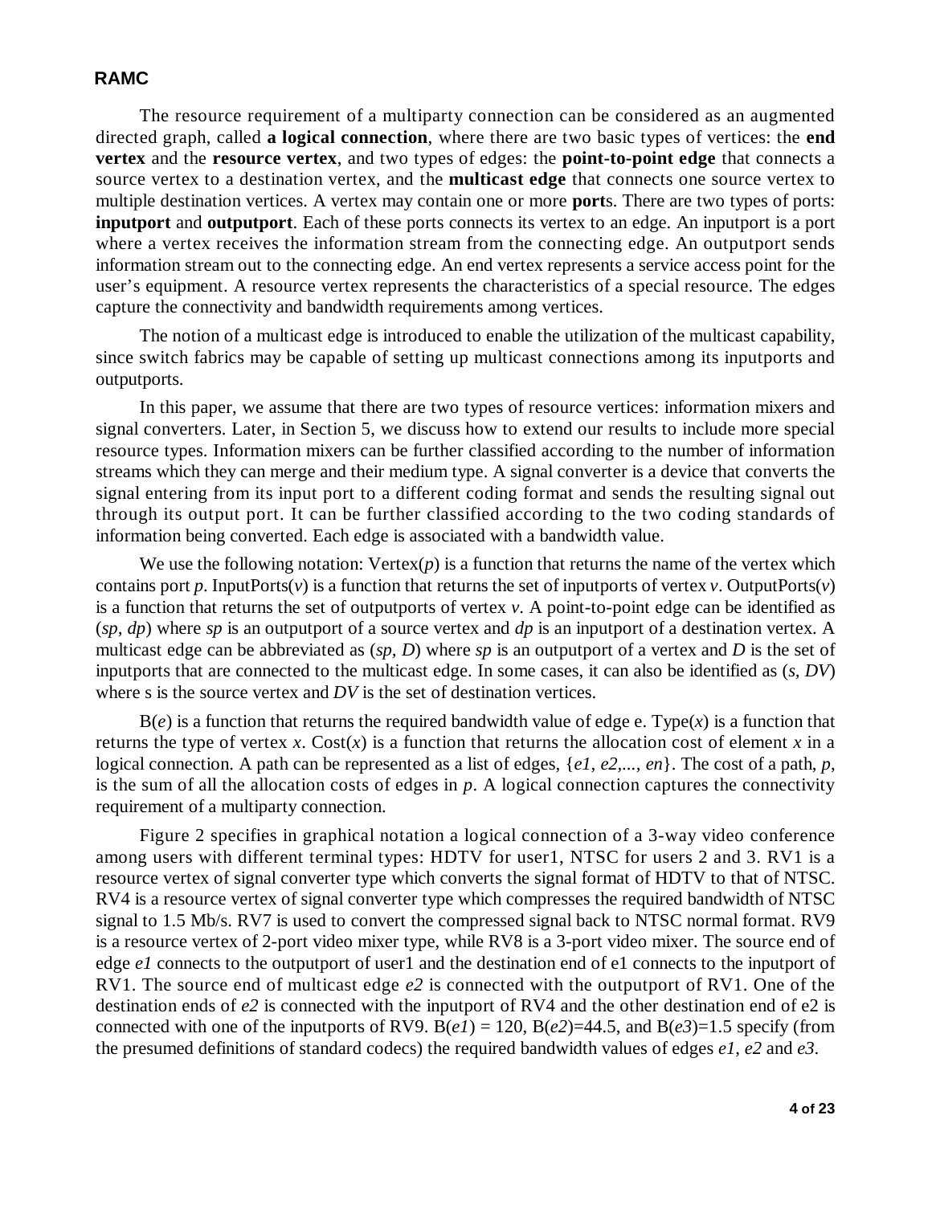**RAMC**

The resource requirement of a multiparty connection can be considered as an augmented directed graph, called **a logical connection**, where there are two basic types of vertices: the **end vertex** and the **resource vertex**, and two types of edges: the **point-to-point edge** that connects a source vertex to a destination vertex, and the **multicast edge** that connects one source vertex to multiple destination vertices. A vertex may contain one or more **port**s. There are two types of ports: **inputport** and **outputport**. Each of these ports connects its vertex to an edge. An inputport is a port where a vertex receives the information stream from the connecting edge. An outputport sends information stream out to the connecting edge. An end vertex represents a service access point for the user's equipment. A resource vertex represents the characteristics of a special resource. The edges capture the connectivity and bandwidth requirements among vertices.

The notion of a multicast edge is introduced to enable the utilization of the multicast capability, since switch fabrics may be capable of setting up multicast connections among its inputports and outputports.

In this paper, we assume that there are two types of resource vertices: information mixers and signal converters. Later, in Section 5, we discuss how to extend our results to include more special resource types. Information mixers can be further classified according to the number of information streams which they can merge and their medium type. A signal converter is a device that converts the signal entering from its input port to a different coding format and sends the resulting signal out through its output port. It can be further classified according to the two coding standards of information being converted. Each edge is associated with a bandwidth value.

We use the following notation: Vertex($p$) is a function that returns the name of the vertex which contains port $p$. InputPorts($v$) is a function that returns the set of inputports of vertex $v$. OutputPorts($v$) is a function that returns the set of outputports of vertex $v$. A point-to-point edge can be identified as ($sp$, $dp$) where $sp$ is an outputport of a source vertex and $dp$ is an inputport of a destination vertex. A multicast edge can be abbreviated as ($sp$, $D$) where $sp$ is an outputport of a vertex and $D$ is the set of inputports that are connected to the multicast edge. In some cases, it can also be identified as ($s$, $DV$) where s is the source vertex and $DV$ is the set of destination vertices.

B($e$) is a function that returns the required bandwidth value of edge e. Type($x$) is a function that returns the type of vertex $x$. Cost($x$) is a function that returns the allocation cost of element $x$ in a logical connection. A path can be represented as a list of edges, {$e1$, $e2$,..., $en$}. The cost of a path, $p$, is the sum of all the allocation costs of edges in $p$. A logical connection captures the connectivity requirement of a multiparty connection.

Figure 2 specifies in graphical notation a logical connection of a 3-way video conference among users with different terminal types: HDTV for user1, NTSC for users 2 and 3. RV1 is a resource vertex of signal converter type which converts the signal format of HDTV to that of NTSC. RV4 is a resource vertex of signal converter type which compresses the required bandwidth of NTSC signal to 1.5 Mb/s. RV7 is used to convert the compressed signal back to NTSC normal format. RV9 is a resource vertex of 2-port video mixer type, while RV8 is a 3-port video mixer. The source end of edge $e1$ connects to the outputport of user1 and the destination end of e1 connects to the inputport of RV1. The source end of multicast edge $e2$ is connected with the outputport of RV1. One of the destination ends of $e2$ is connected with the inputport of RV4 and the other destination end of e2 is connected with one of the inputports of RV9. B($e1$) = 120, B($e2$)=44.5, and B($e3$)=1.5 specify (from the presumed definitions of standard codecs) the required bandwidth values of edges $e1$, $e2$ and $e3$.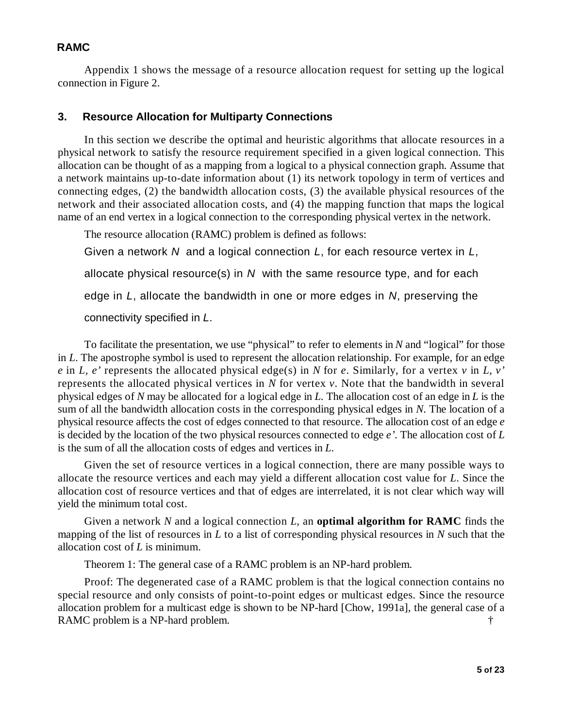Appendix 1 shows the message of a resource allocation request for setting up the logical connection in Figure 2.

## 3. Resource Allocation for Multiparty Connections

In this section we describe the optimal and heuristic algorithms that allocate resources in a physical network to satisfy the resource requirement specified in a given logical connection. This allocation can be thought of as a mapping from a logical to a physical connection graph. Assume that a network maintains up-to-date information about (1) its network topology in term of vertices and connecting edges, (2) the bandwidth allocation costs, (3) the available physical resources of the network and their associated allocation costs, and (4) the mapping function that maps the logical name of an end vertex in a logical connection to the corresponding physical vertex in the network.

The resource allocation (RAMC) problem is defined as follows:

> Given a network *N* and a logical connection *L*, for each resource vertex in *L*, allocate physical resource(s) in *N* with the same resource type, and for each edge in *L*, allocate the bandwidth in one or more edges in *N*, preserving the connectivity specified in *L*.

To facilitate the presentation, we use "physical" to refer to elements in *N* and "logical" for those in *L*. The apostrophe symbol is used to represent the allocation relationship. For example, for an edge *e* in *L*, *e'* represents the allocated physical edge(s) in *N* for *e*. Similarly, for a vertex *v* in *L*, *v'* represents the allocated physical vertices in *N* for vertex *v*. Note that the bandwidth in several physical edges of *N* may be allocated for a logical edge in *L*. The allocation cost of an edge in *L* is the sum of all the bandwidth allocation costs in the corresponding physical edges in *N*. The location of a physical resource affects the cost of edges connected to that resource. The allocation cost of an edge *e* is decided by the location of the two physical resources connected to edge *e'*. The allocation cost of *L* is the sum of all the allocation costs of edges and vertices in *L*.

Given the set of resource vertices in a logical connection, there are many possible ways to allocate the resource vertices and each may yield a different allocation cost value for *L*. Since the allocation cost of resource vertices and that of edges are interrelated, it is not clear which way will yield the minimum total cost.

Given a network *N* and a logical connection *L*, an **optimal algorithm for RAMC** finds the mapping of the list of resources in *L* to a list of corresponding physical resources in *N* such that the allocation cost of *L* is minimum.

Theorem 1: The general case of a RAMC problem is an NP-hard problem.

Proof: The degenerated case of a RAMC problem is that the logical connection contains no special resource and only consists of point-to-point edges or multicast edges. Since the resource allocation problem for a multicast edge is shown to be NP-hard [Chow, 1991a], the general case of a RAMC problem is a NP-hard problem. †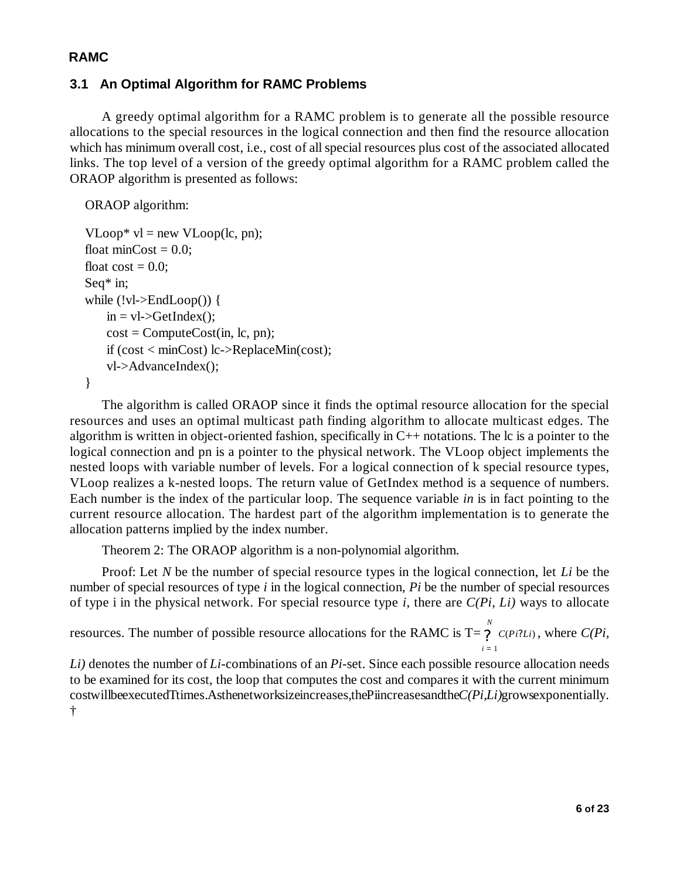## RAMC

### 3.1 An Optimal Algorithm for RAMC Problems

A greedy optimal algorithm for a RAMC problem is to generate all the possible resource allocations to the special resources in the logical connection and then find the resource allocation which has minimum overall cost, i.e., cost of all special resources plus cost of the associated allocated links. The top level of a version of the greedy optimal algorithm for a RAMC problem called the ORAOP algorithm is presented as follows:

ORAOP algorithm:

```
VLoop* vl = new VLoop(lc, pn);
float minCost = 0.0;
float cost = 0.0;
Seq* in;
while (!vl->EndLoop()) {
     in = vl->GetIndex();
     cost = ComputeCost(in, lc, pn);
     if (cost < minCost) lc->ReplaceMin(cost);
     vl->AdvanceIndex();
}
```

The algorithm is called ORAOP since it finds the optimal resource allocation for the special resources and uses an optimal multicast path finding algorithm to allocate multicast edges. The algorithm is written in object-oriented fashion, specifically in C++ notations. The lc is a pointer to the logical connection and pn is a pointer to the physical network. The VLoop object implements the nested loops with variable number of levels. For a logical connection of k special resource types, VLoop realizes a k-nested loops. The return value of GetIndex method is a sequence of numbers. Each number is the index of the particular loop. The sequence variable *in* is in fact pointing to the current resource allocation. The hardest part of the algorithm implementation is to generate the allocation patterns implied by the index number.

Theorem 2: The ORAOP algorithm is a non-polynomial algorithm.

Proof: Let $N$ be the number of special resource types in the logical connection, let $Li$ be the number of special resources of type $i$ in the logical connection, $Pi$ be the number of special resources of type i in the physical network. For special resource type $i$, there are $C(Pi, Li)$ ways to allocate resources. The number of possible resource allocations for the RAMC is $T = \prod_{i=1}^{N} C(Pi, Li)$, where $C(Pi, Li)$ denotes the number of $Li$-combinations of an $Pi$-set. Since each possible resource allocation needs to be examined for its cost, the loop that computes the cost and compares it with the current minimum cost will be executed T times. As the network size increases, the Pi increases and the $C(Pi, Li)$ grows exponentially. †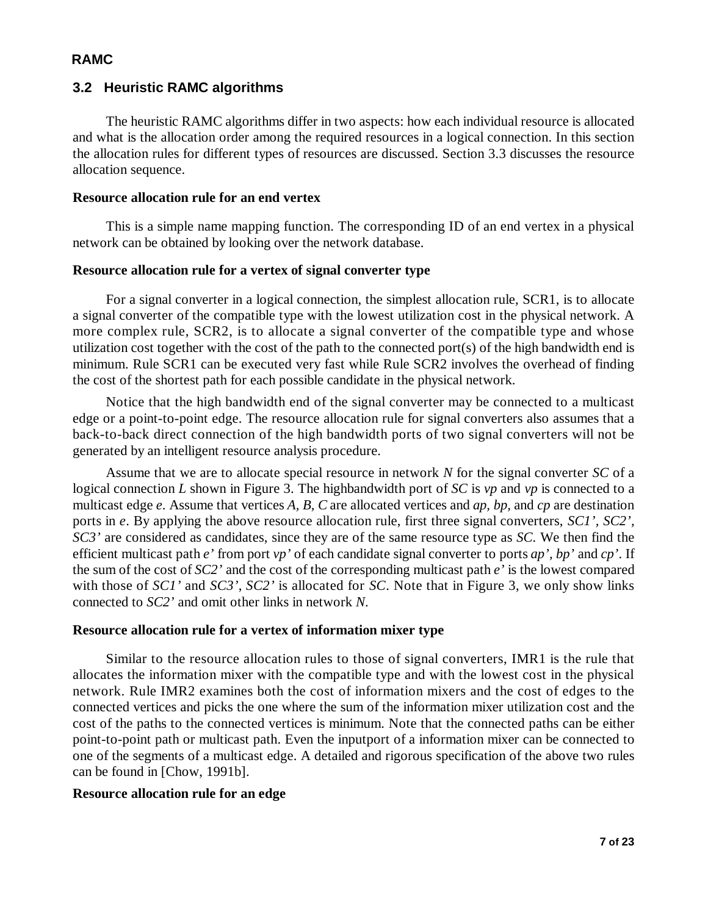## 3.2 Heuristic RAMC algorithms

The heuristic RAMC algorithms differ in two aspects: how each individual resource is allocated and what is the allocation order among the required resources in a logical connection. In this section the allocation rules for different types of resources are discussed. Section 3.3 discusses the resource allocation sequence.

**Resource allocation rule for an end vertex**

This is a simple name mapping function. The corresponding ID of an end vertex in a physical network can be obtained by looking over the network database.

**Resource allocation rule for a vertex of signal converter type**

For a signal converter in a logical connection, the simplest allocation rule, SCR1, is to allocate a signal converter of the compatible type with the lowest utilization cost in the physical network. A more complex rule, SCR2, is to allocate a signal converter of the compatible type and whose utilization cost together with the cost of the path to the connected port(s) of the high bandwidth end is minimum. Rule SCR1 can be executed very fast while Rule SCR2 involves the overhead of finding the cost of the shortest path for each possible candidate in the physical network.

Notice that the high bandwidth end of the signal converter may be connected to a multicast edge or a point-to-point edge. The resource allocation rule for signal converters also assumes that a back-to-back direct connection of the high bandwidth ports of two signal converters will not be generated by an intelligent resource analysis procedure.

Assume that we are to allocate special resource in network *N* for the signal converter *SC* of a logical connection *L* shown in Figure 3. The highbandwidth port of *SC* is *vp* and *vp* is connected to a multicast edge *e*. Assume that vertices *A, B, C* are allocated vertices and *ap, bp,* and *cp* are destination ports in *e*. By applying the above resource allocation rule, first three signal converters, *SC1', SC2', SC3'* are considered as candidates, since they are of the same resource type as *SC*. We then find the efficient multicast path *e'* from port *vp'* of each candidate signal converter to ports *ap', bp'* and *cp'*. If the sum of the cost of *SC2'* and the cost of the corresponding multicast path *e'* is the lowest compared with those of *SC1'* and *SC3'*, *SC2'* is allocated for *SC*. Note that in Figure 3, we only show links connected to *SC2'* and omit other links in network *N*.

**Resource allocation rule for a vertex of information mixer type**

Similar to the resource allocation rules to those of signal converters, IMR1 is the rule that allocates the information mixer with the compatible type and with the lowest cost in the physical network. Rule IMR2 examines both the cost of information mixers and the cost of edges to the connected vertices and picks the one where the sum of the information mixer utilization cost and the cost of the paths to the connected vertices is minimum. Note that the connected paths can be either point-to-point path or multicast path. Even the inputport of a information mixer can be connected to one of the segments of a multicast edge. A detailed and rigorous specification of the above two rules can be found in [Chow, 1991b].

**Resource allocation rule for an edge**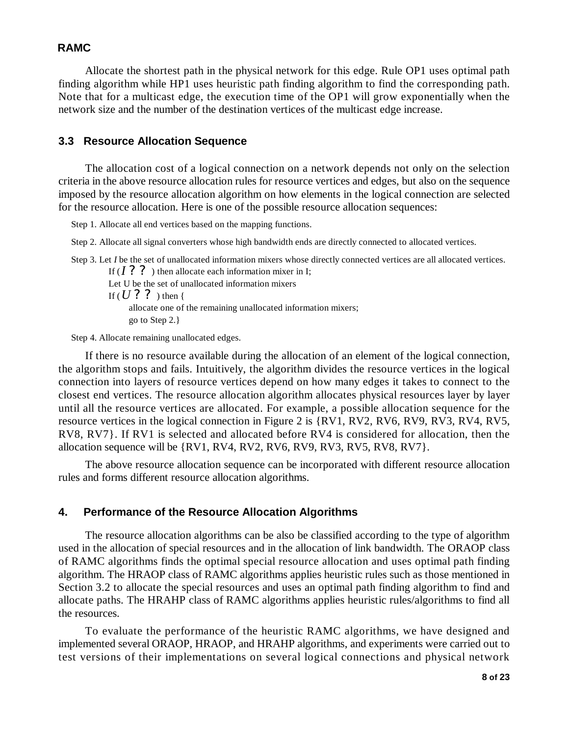Allocate the shortest path in the physical network for this edge. Rule OP1 uses optimal path finding algorithm while HP1 uses heuristic path finding algorithm to find the corresponding path. Note that for a multicast edge, the execution time of the OP1 will grow exponentially when the network size and the number of the destination vertices of the multicast edge increase.

### 3.3 Resource Allocation Sequence

The allocation cost of a logical connection on a network depends not only on the selection criteria in the above resource allocation rules for resource vertices and edges, but also on the sequence imposed by the resource allocation algorithm on how elements in the logical connection are selected for the resource allocation. Here is one of the possible resource allocation sequences:

Step 1. Allocate all end vertices based on the mapping functions.

Step 2. Allocate all signal converters whose high bandwidth ends are directly connected to allocated vertices.

Step 3. Let $I$ be the set of unallocated information mixers whose directly connected vertices are all allocated vertices.
 If ($I$ ? ? ) then allocate each information mixer in I;
 Let U be the set of unallocated information mixers
 If ($U$ ? ? ) then {
  allocate one of the remaining unallocated information mixers;
  go to Step 2.}

Step 4. Allocate remaining unallocated edges.

If there is no resource available during the allocation of an element of the logical connection, the algorithm stops and fails. Intuitively, the algorithm divides the resource vertices in the logical connection into layers of resource vertices depend on how many edges it takes to connect to the closest end vertices. The resource allocation algorithm allocates physical resources layer by layer until all the resource vertices are allocated. For example, a possible allocation sequence for the resource vertices in the logical connection in Figure 2 is {RV1, RV2, RV6, RV9, RV3, RV4, RV5, RV8, RV7}. If RV1 is selected and allocated before RV4 is considered for allocation, then the allocation sequence will be {RV1, RV4, RV2, RV6, RV9, RV3, RV5, RV8, RV7}.

The above resource allocation sequence can be incorporated with different resource allocation rules and forms different resource allocation algorithms.

## 4. Performance of the Resource Allocation Algorithms

The resource allocation algorithms can be also be classified according to the type of algorithm used in the allocation of special resources and in the allocation of link bandwidth. The ORAOP class of RAMC algorithms finds the optimal special resource allocation and uses optimal path finding algorithm. The HRAOP class of RAMC algorithms applies heuristic rules such as those mentioned in Section 3.2 to allocate the special resources and uses an optimal path finding algorithm to find and allocate paths. The HRAHP class of RAMC algorithms applies heuristic rules/algorithms to find all the resources.

To evaluate the performance of the heuristic RAMC algorithms, we have designed and implemented several ORAOP, HRAOP, and HRAHP algorithms, and experiments were carried out to test versions of their implementations on several logical connections and physical network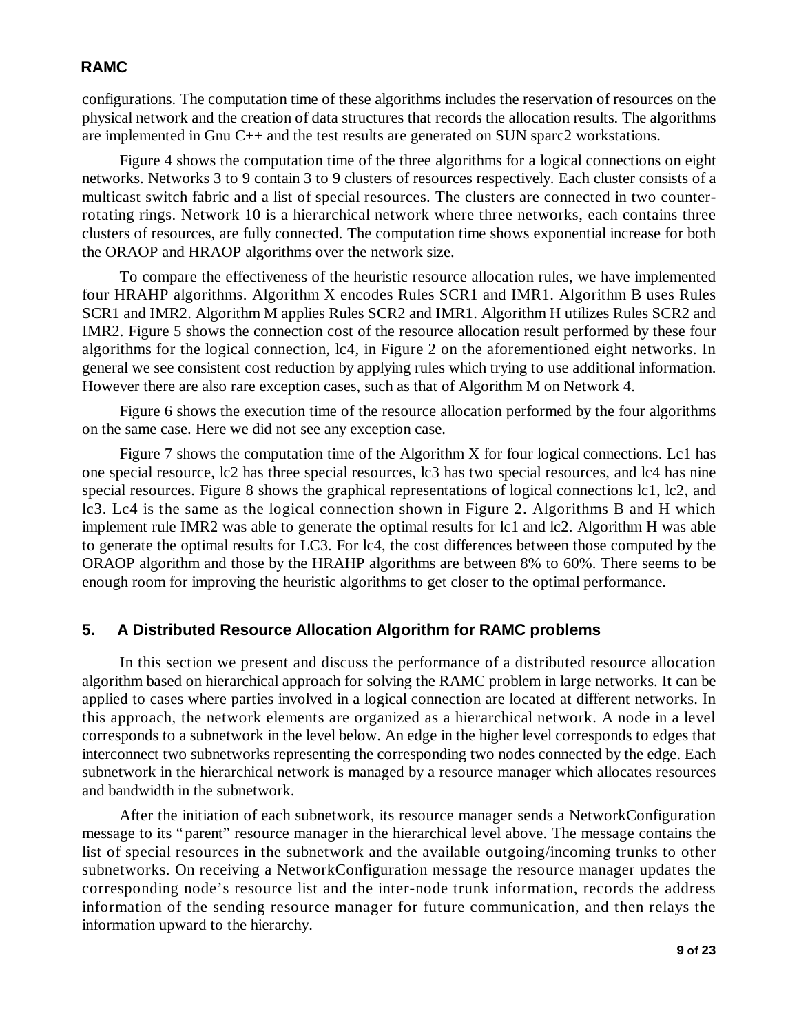configurations. The computation time of these algorithms includes the reservation of resources on the physical network and the creation of data structures that records the allocation results. The algorithms are implemented in Gnu C++ and the test results are generated on SUN sparc2 workstations.

Figure 4 shows the computation time of the three algorithms for a logical connections on eight networks. Networks 3 to 9 contain 3 to 9 clusters of resources respectively. Each cluster consists of a multicast switch fabric and a list of special resources. The clusters are connected in two counter-rotating rings. Network 10 is a hierarchical network where three networks, each contains three clusters of resources, are fully connected. The computation time shows exponential increase for both the ORAOP and HRAOP algorithms over the network size.

To compare the effectiveness of the heuristic resource allocation rules, we have implemented four HRAHP algorithms. Algorithm X encodes Rules SCR1 and IMR1. Algorithm B uses Rules SCR1 and IMR2. Algorithm M applies Rules SCR2 and IMR1. Algorithm H utilizes Rules SCR2 and IMR2. Figure 5 shows the connection cost of the resource allocation result performed by these four algorithms for the logical connection, lc4, in Figure 2 on the aforementioned eight networks. In general we see consistent cost reduction by applying rules which trying to use additional information. However there are also rare exception cases, such as that of Algorithm M on Network 4.

Figure 6 shows the execution time of the resource allocation performed by the four algorithms on the same case. Here we did not see any exception case.

Figure 7 shows the computation time of the Algorithm X for four logical connections. Lc1 has one special resource, lc2 has three special resources, lc3 has two special resources, and lc4 has nine special resources. Figure 8 shows the graphical representations of logical connections lc1, lc2, and lc3. Lc4 is the same as the logical connection shown in Figure 2. Algorithms B and H which implement rule IMR2 was able to generate the optimal results for lc1 and lc2. Algorithm H was able to generate the optimal results for LC3. For lc4, the cost differences between those computed by the ORAOP algorithm and those by the HRAHP algorithms are between 8% to 60%. There seems to be enough room for improving the heuristic algorithms to get closer to the optimal performance.

## 5. A Distributed Resource Allocation Algorithm for RAMC problems

In this section we present and discuss the performance of a distributed resource allocation algorithm based on hierarchical approach for solving the RAMC problem in large networks. It can be applied to cases where parties involved in a logical connection are located at different networks. In this approach, the network elements are organized as a hierarchical network. A node in a level corresponds to a subnetwork in the level below. An edge in the higher level corresponds to edges that interconnect two subnetworks representing the corresponding two nodes connected by the edge. Each subnetwork in the hierarchical network is managed by a resource manager which allocates resources and bandwidth in the subnetwork.

After the initiation of each subnetwork, its resource manager sends a NetworkConfiguration message to its "parent" resource manager in the hierarchical level above. The message contains the list of special resources in the subnetwork and the available outgoing/incoming trunks to other subnetworks. On receiving a NetworkConfiguration message the resource manager updates the corresponding node's resource list and the inter-node trunk information, records the address information of the sending resource manager for future communication, and then relays the information upward to the hierarchy.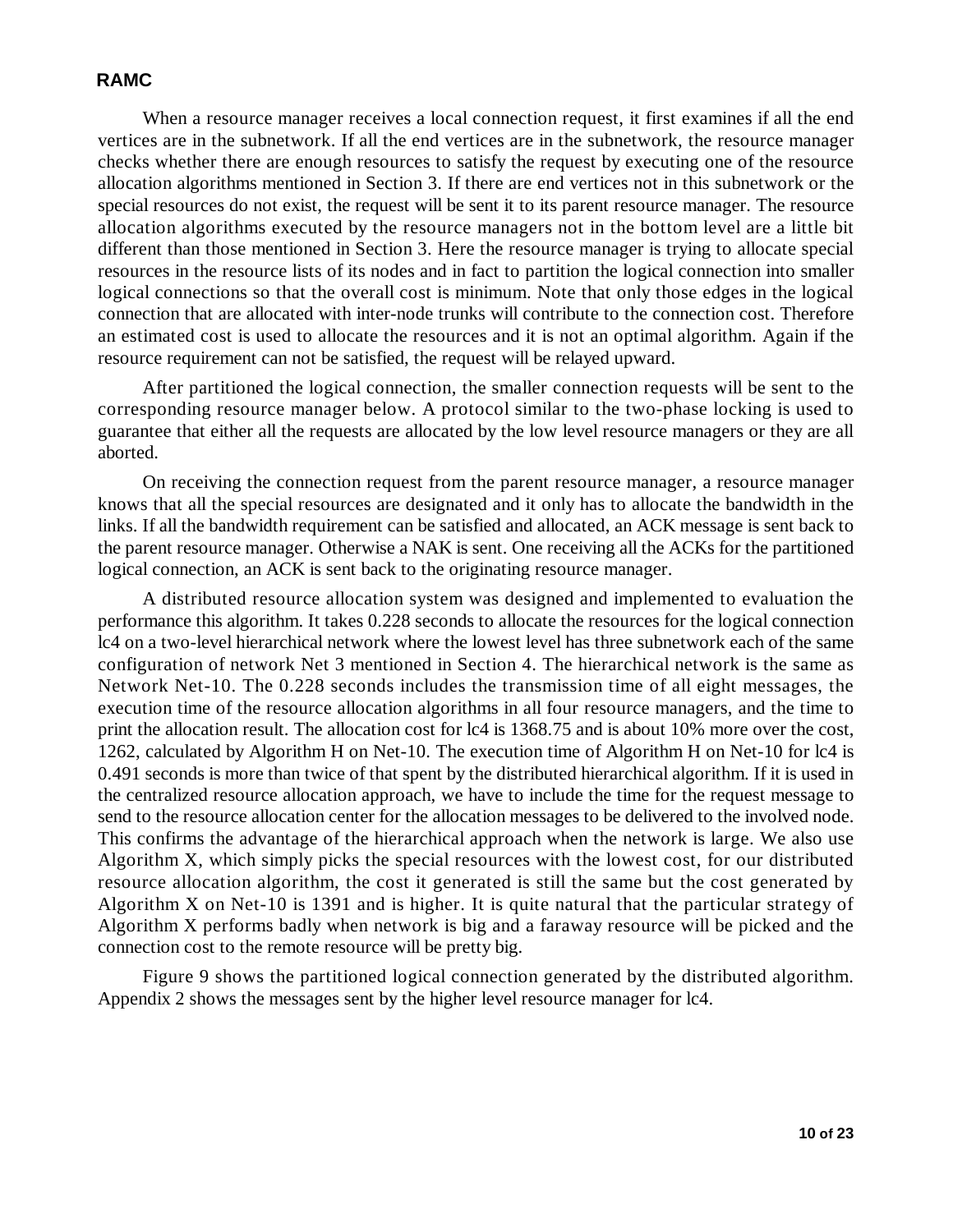## RAMC

When a resource manager receives a local connection request, it first examines if all the end vertices are in the subnetwork. If all the end vertices are in the subnetwork, the resource manager checks whether there are enough resources to satisfy the request by executing one of the resource allocation algorithms mentioned in Section 3. If there are end vertices not in this subnetwork or the special resources do not exist, the request will be sent it to its parent resource manager. The resource allocation algorithms executed by the resource managers not in the bottom level are a little bit different than those mentioned in Section 3. Here the resource manager is trying to allocate special resources in the resource lists of its nodes and in fact to partition the logical connection into smaller logical connections so that the overall cost is minimum. Note that only those edges in the logical connection that are allocated with inter-node trunks will contribute to the connection cost. Therefore an estimated cost is used to allocate the resources and it is not an optimal algorithm. Again if the resource requirement can not be satisfied, the request will be relayed upward.

After partitioned the logical connection, the smaller connection requests will be sent to the corresponding resource manager below. A protocol similar to the two-phase locking is used to guarantee that either all the requests are allocated by the low level resource managers or they are all aborted.

On receiving the connection request from the parent resource manager, a resource manager knows that all the special resources are designated and it only has to allocate the bandwidth in the links. If all the bandwidth requirement can be satisfied and allocated, an ACK message is sent back to the parent resource manager. Otherwise a NAK is sent. One receiving all the ACKs for the partitioned logical connection, an ACK is sent back to the originating resource manager.

A distributed resource allocation system was designed and implemented to evaluation the performance this algorithm. It takes 0.228 seconds to allocate the resources for the logical connection lc4 on a two-level hierarchical network where the lowest level has three subnetwork each of the same configuration of network Net 3 mentioned in Section 4. The hierarchical network is the same as Network Net-10. The 0.228 seconds includes the transmission time of all eight messages, the execution time of the resource allocation algorithms in all four resource managers, and the time to print the allocation result. The allocation cost for lc4 is 1368.75 and is about 10% more over the cost, 1262, calculated by Algorithm H on Net-10. The execution time of Algorithm H on Net-10 for lc4 is 0.491 seconds is more than twice of that spent by the distributed hierarchical algorithm. If it is used in the centralized resource allocation approach, we have to include the time for the request message to send to the resource allocation center for the allocation messages to be delivered to the involved node. This confirms the advantage of the hierarchical approach when the network is large. We also use Algorithm X, which simply picks the special resources with the lowest cost, for our distributed resource allocation algorithm, the cost it generated is still the same but the cost generated by Algorithm X on Net-10 is 1391 and is higher. It is quite natural that the particular strategy of Algorithm X performs badly when network is big and a faraway resource will be picked and the connection cost to the remote resource will be pretty big.

Figure 9 shows the partitioned logical connection generated by the distributed algorithm. Appendix 2 shows the messages sent by the higher level resource manager for lc4.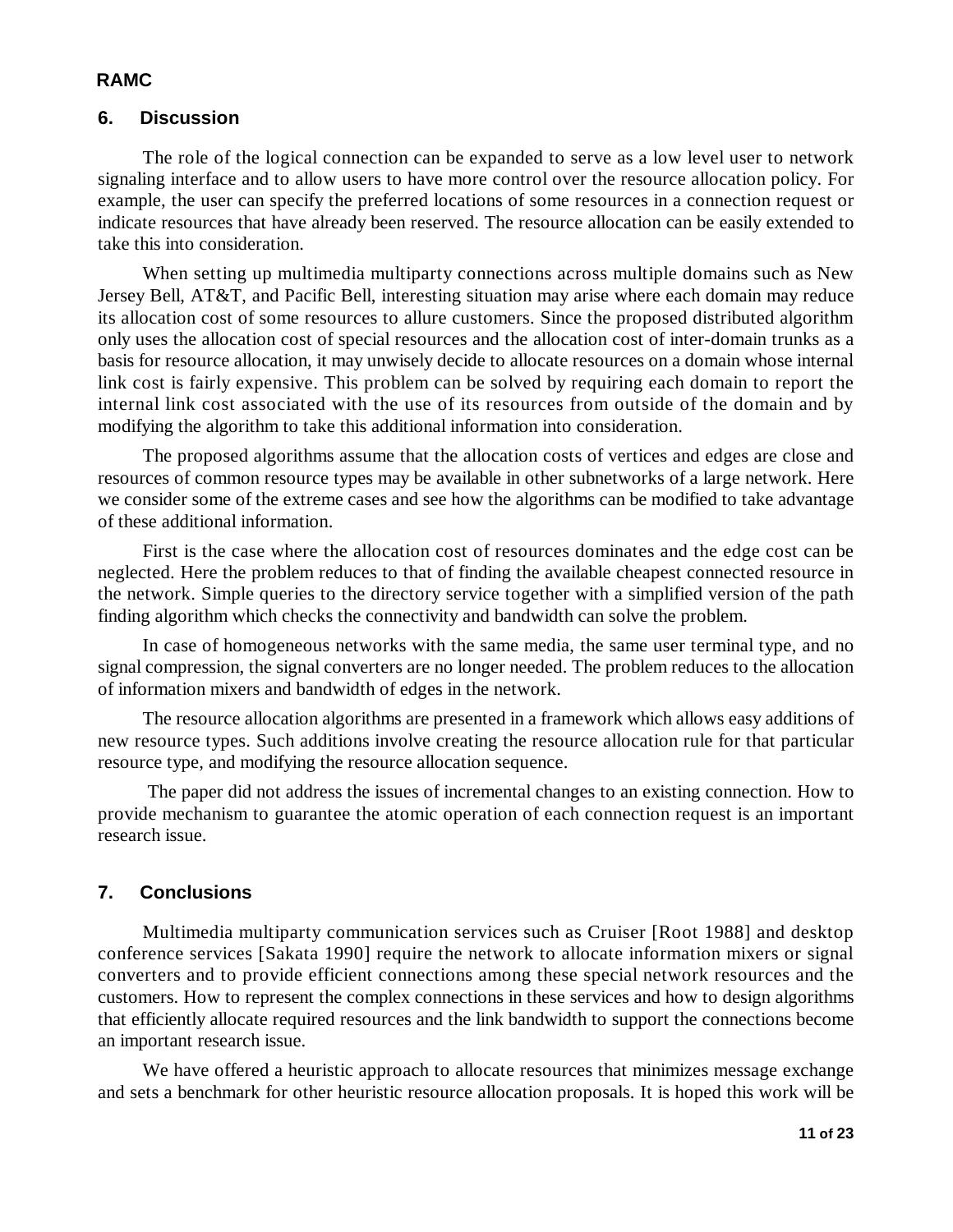## 6. Discussion

The role of the logical connection can be expanded to serve as a low level user to network signaling interface and to allow users to have more control over the resource allocation policy. For example, the user can specify the preferred locations of some resources in a connection request or indicate resources that have already been reserved. The resource allocation can be easily extended to take this into consideration.

When setting up multimedia multiparty connections across multiple domains such as New Jersey Bell, AT&T, and Pacific Bell, interesting situation may arise where each domain may reduce its allocation cost of some resources to allure customers. Since the proposed distributed algorithm only uses the allocation cost of special resources and the allocation cost of inter-domain trunks as a basis for resource allocation, it may unwisely decide to allocate resources on a domain whose internal link cost is fairly expensive. This problem can be solved by requiring each domain to report the internal link cost associated with the use of its resources from outside of the domain and by modifying the algorithm to take this additional information into consideration.

The proposed algorithms assume that the allocation costs of vertices and edges are close and resources of common resource types may be available in other subnetworks of a large network. Here we consider some of the extreme cases and see how the algorithms can be modified to take advantage of these additional information.

First is the case where the allocation cost of resources dominates and the edge cost can be neglected. Here the problem reduces to that of finding the available cheapest connected resource in the network. Simple queries to the directory service together with a simplified version of the path finding algorithm which checks the connectivity and bandwidth can solve the problem.

In case of homogeneous networks with the same media, the same user terminal type, and no signal compression, the signal converters are no longer needed. The problem reduces to the allocation of information mixers and bandwidth of edges in the network.

The resource allocation algorithms are presented in a framework which allows easy additions of new resource types. Such additions involve creating the resource allocation rule for that particular resource type, and modifying the resource allocation sequence.

The paper did not address the issues of incremental changes to an existing connection. How to provide mechanism to guarantee the atomic operation of each connection request is an important research issue.

## 7. Conclusions

Multimedia multiparty communication services such as Cruiser [Root 1988] and desktop conference services [Sakata 1990] require the network to allocate information mixers or signal converters and to provide efficient connections among these special network resources and the customers. How to represent the complex connections in these services and how to design algorithms that efficiently allocate required resources and the link bandwidth to support the connections become an important research issue.

We have offered a heuristic approach to allocate resources that minimizes message exchange and sets a benchmark for other heuristic resource allocation proposals. It is hoped this work will be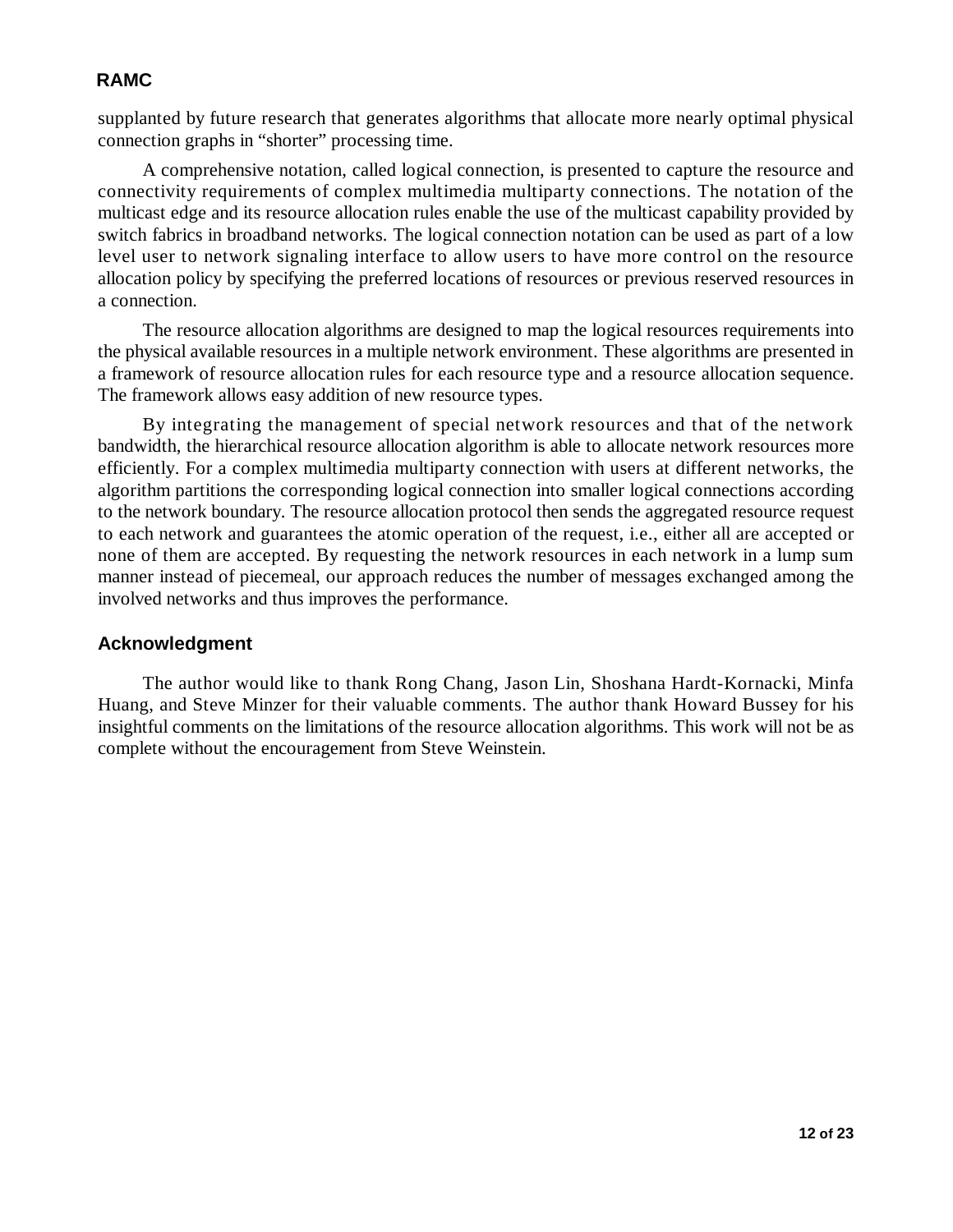supplanted by future research that generates algorithms that allocate more nearly optimal physical connection graphs in "shorter" processing time.

A comprehensive notation, called logical connection, is presented to capture the resource and connectivity requirements of complex multimedia multiparty connections. The notation of the multicast edge and its resource allocation rules enable the use of the multicast capability provided by switch fabrics in broadband networks. The logical connection notation can be used as part of a low level user to network signaling interface to allow users to have more control on the resource allocation policy by specifying the preferred locations of resources or previous reserved resources in a connection.

The resource allocation algorithms are designed to map the logical resources requirements into the physical available resources in a multiple network environment. These algorithms are presented in a framework of resource allocation rules for each resource type and a resource allocation sequence. The framework allows easy addition of new resource types.

By integrating the management of special network resources and that of the network bandwidth, the hierarchical resource allocation algorithm is able to allocate network resources more efficiently. For a complex multimedia multiparty connection with users at different networks, the algorithm partitions the corresponding logical connection into smaller logical connections according to the network boundary. The resource allocation protocol then sends the aggregated resource request to each network and guarantees the atomic operation of the request, i.e., either all are accepted or none of them are accepted. By requesting the network resources in each network in a lump sum manner instead of piecemeal, our approach reduces the number of messages exchanged among the involved networks and thus improves the performance.

## Acknowledgment

The author would like to thank Rong Chang, Jason Lin, Shoshana Hardt-Kornacki, Minfa Huang, and Steve Minzer for their valuable comments. The author thank Howard Bussey for his insightful comments on the limitations of the resource allocation algorithms. This work will not be as complete without the encouragement from Steve Weinstein.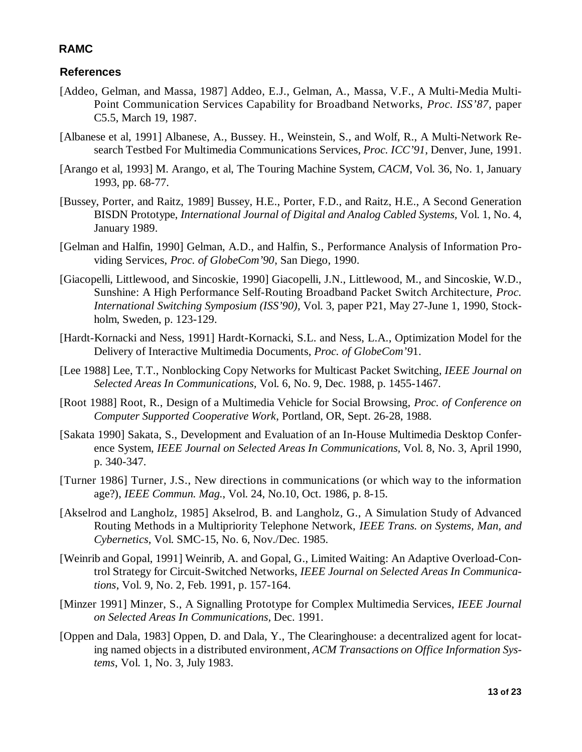**RAMC**

## References

[Addeo, Gelman, and Massa, 1987] Addeo, E.J., Gelman, A., Massa, V.F., A Multi-Media Multi-Point Communication Services Capability for Broadband Networks, *Proc. ISS'87*, paper C5.5, March 19, 1987.

[Albanese et al, 1991] Albanese, A., Bussey. H., Weinstein, S., and Wolf, R., A Multi-Network Research Testbed For Multimedia Communications Services, *Proc. ICC'91*, Denver, June, 1991.

[Arango et al, 1993] M. Arango, et al, The Touring Machine System, *CACM*, Vol. 36, No. 1, January 1993, pp. 68-77.

[Bussey, Porter, and Raitz, 1989] Bussey, H.E., Porter, F.D., and Raitz, H.E., A Second Generation BISDN Prototype, *International Journal of Digital and Analog Cabled Systems*, Vol. 1, No. 4, January 1989.

[Gelman and Halfin, 1990] Gelman, A.D., and Halfin, S., Performance Analysis of Information Providing Services, *Proc. of GlobeCom'90*, San Diego, 1990.

[Giacopelli, Littlewood, and Sincoskie, 1990] Giacopelli, J.N., Littlewood, M., and Sincoskie, W.D., Sunshine: A High Performance Self-Routing Broadband Packet Switch Architecture, *Proc. International Switching Symposium (ISS'90)*, Vol. 3, paper P21, May 27-June 1, 1990, Stockholm, Sweden, p. 123-129.

[Hardt-Kornacki and Ness, 1991] Hardt-Kornacki, S.L. and Ness, L.A., Optimization Model for the Delivery of Interactive Multimedia Documents, *Proc. of GlobeCom'91*.

[Lee 1988] Lee, T.T., Nonblocking Copy Networks for Multicast Packet Switching, *IEEE Journal on Selected Areas In Communications*, Vol. 6, No. 9, Dec. 1988, p. 1455-1467.

[Root 1988] Root, R., Design of a Multimedia Vehicle for Social Browsing, *Proc. of Conference on Computer Supported Cooperative Work*, Portland, OR, Sept. 26-28, 1988.

[Sakata 1990] Sakata, S., Development and Evaluation of an In-House Multimedia Desktop Conference System, *IEEE Journal on Selected Areas In Communications*, Vol. 8, No. 3, April 1990, p. 340-347.

[Turner 1986] Turner, J.S., New directions in communications (or which way to the information age?), *IEEE Commun. Mag.*, Vol. 24, No.10, Oct. 1986, p. 8-15.

[Akselrod and Langholz, 1985] Akselrod, B. and Langholz, G., A Simulation Study of Advanced Routing Methods in a Multipriority Telephone Network, *IEEE Trans. on Systems, Man, and Cybernetics*, Vol. SMC-15, No. 6, Nov./Dec. 1985.

[Weinrib and Gopal, 1991] Weinrib, A. and Gopal, G., Limited Waiting: An Adaptive Overload-Control Strategy for Circuit-Switched Networks, *IEEE Journal on Selected Areas In Communications*, Vol. 9, No. 2, Feb. 1991, p. 157-164.

[Minzer 1991] Minzer, S., A Signalling Prototype for Complex Multimedia Services, *IEEE Journal on Selected Areas In Communications*, Dec. 1991.

[Oppen and Dala, 1983] Oppen, D. and Dala, Y., The Clearinghouse: a decentralized agent for locating named objects in a distributed environment, *ACM Transactions on Office Information Systems*, Vol. 1, No. 3, July 1983.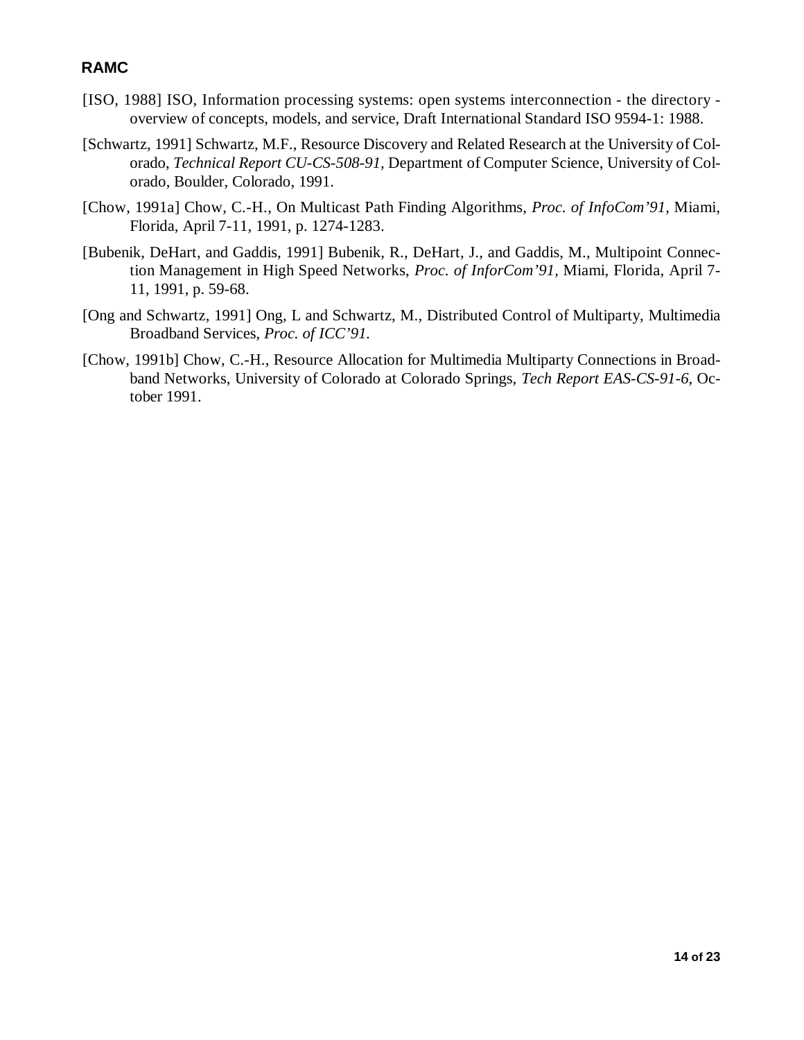[ISO, 1988] ISO, Information processing systems: open systems interconnection - the directory - overview of concepts, models, and service, Draft International Standard ISO 9594-1: 1988.

[Schwartz, 1991] Schwartz, M.F., Resource Discovery and Related Research at the University of Colorado, *Technical Report CU-CS-508-91,* Department of Computer Science, University of Colorado, Boulder, Colorado, 1991.

[Chow, 1991a] Chow, C.-H., On Multicast Path Finding Algorithms, *Proc. of InfoCom'91,* Miami, Florida, April 7-11, 1991, p. 1274-1283.

[Bubenik, DeHart, and Gaddis, 1991] Bubenik, R., DeHart, J., and Gaddis, M., Multipoint Connection Management in High Speed Networks, *Proc. of InforCom'91,* Miami, Florida, April 7-11, 1991, p. 59-68.

[Ong and Schwartz, 1991] Ong, L and Schwartz, M., Distributed Control of Multiparty, Multimedia Broadband Services, *Proc. of ICC'91.*

[Chow, 1991b] Chow, C.-H., Resource Allocation for Multimedia Multiparty Connections in Broadband Networks, University of Colorado at Colorado Springs, *Tech Report EAS-CS-91-6*, October 1991.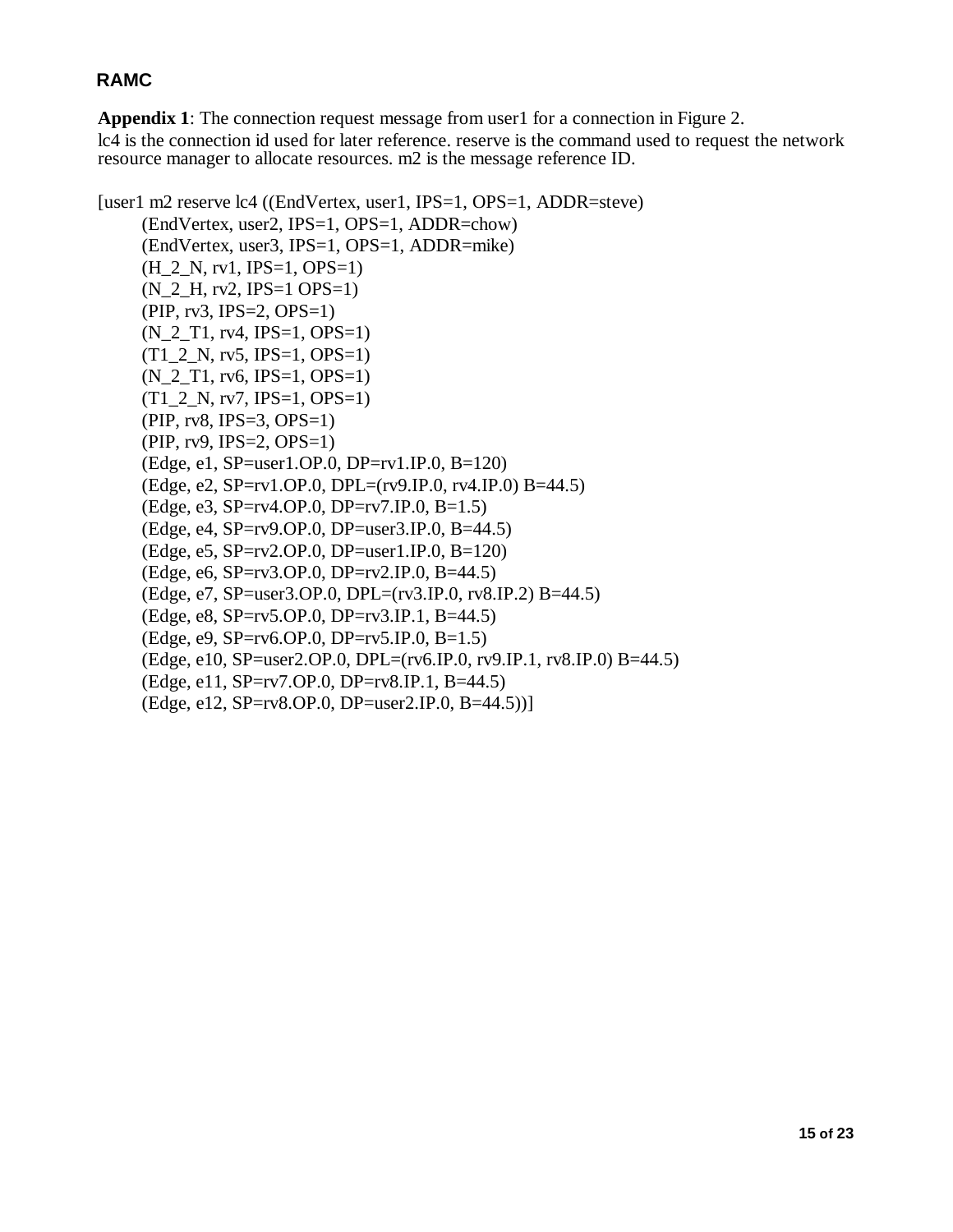## RAMC

**Appendix 1**: The connection request message from user1 for a connection in Figure 2.
lc4 is the connection id used for later reference. reserve is the command used to request the network resource manager to allocate resources. m2 is the message reference ID.

```
[user1 m2 reserve lc4 ((EndVertex, user1, IPS=1, OPS=1, ADDR=steve)
        (EndVertex, user2, IPS=1, OPS=1, ADDR=chow)
        (EndVertex, user3, IPS=1, OPS=1, ADDR=mike)
        (H_2_N, rv1, IPS=1, OPS=1)
        (N_2_H, rv2, IPS=1 OPS=1)
        (PIP, rv3, IPS=2, OPS=1)
        (N_2_T1, rv4, IPS=1, OPS=1)
        (T1_2_N, rv5, IPS=1, OPS=1)
        (N_2_T1, rv6, IPS=1, OPS=1)
        (T1_2_N, rv7, IPS=1, OPS=1)
        (PIP, rv8, IPS=3, OPS=1)
        (PIP, rv9, IPS=2, OPS=1)
        (Edge, e1, SP=user1.OP.0, DP=rv1.IP.0, B=120)
        (Edge, e2, SP=rv1.OP.0, DPL=(rv9.IP.0, rv4.IP.0) B=44.5)
        (Edge, e3, SP=rv4.OP.0, DP=rv7.IP.0, B=1.5)
        (Edge, e4, SP=rv9.OP.0, DP=user3.IP.0, B=44.5)
        (Edge, e5, SP=rv2.OP.0, DP=user1.IP.0, B=120)
        (Edge, e6, SP=rv3.OP.0, DP=rv2.IP.0, B=44.5)
        (Edge, e7, SP=user3.OP.0, DPL=(rv3.IP.0, rv8.IP.2) B=44.5)
        (Edge, e8, SP=rv5.OP.0, DP=rv3.IP.1, B=44.5)
        (Edge, e9, SP=rv6.OP.0, DP=rv5.IP.0, B=1.5)
        (Edge, e10, SP=user2.OP.0, DPL=(rv6.IP.0, rv9.IP.1, rv8.IP.0) B=44.5)
        (Edge, e11, SP=rv7.OP.0, DP=rv8.IP.1, B=44.5)
        (Edge, e12, SP=rv8.OP.0, DP=user2.IP.0, B=44.5))]
```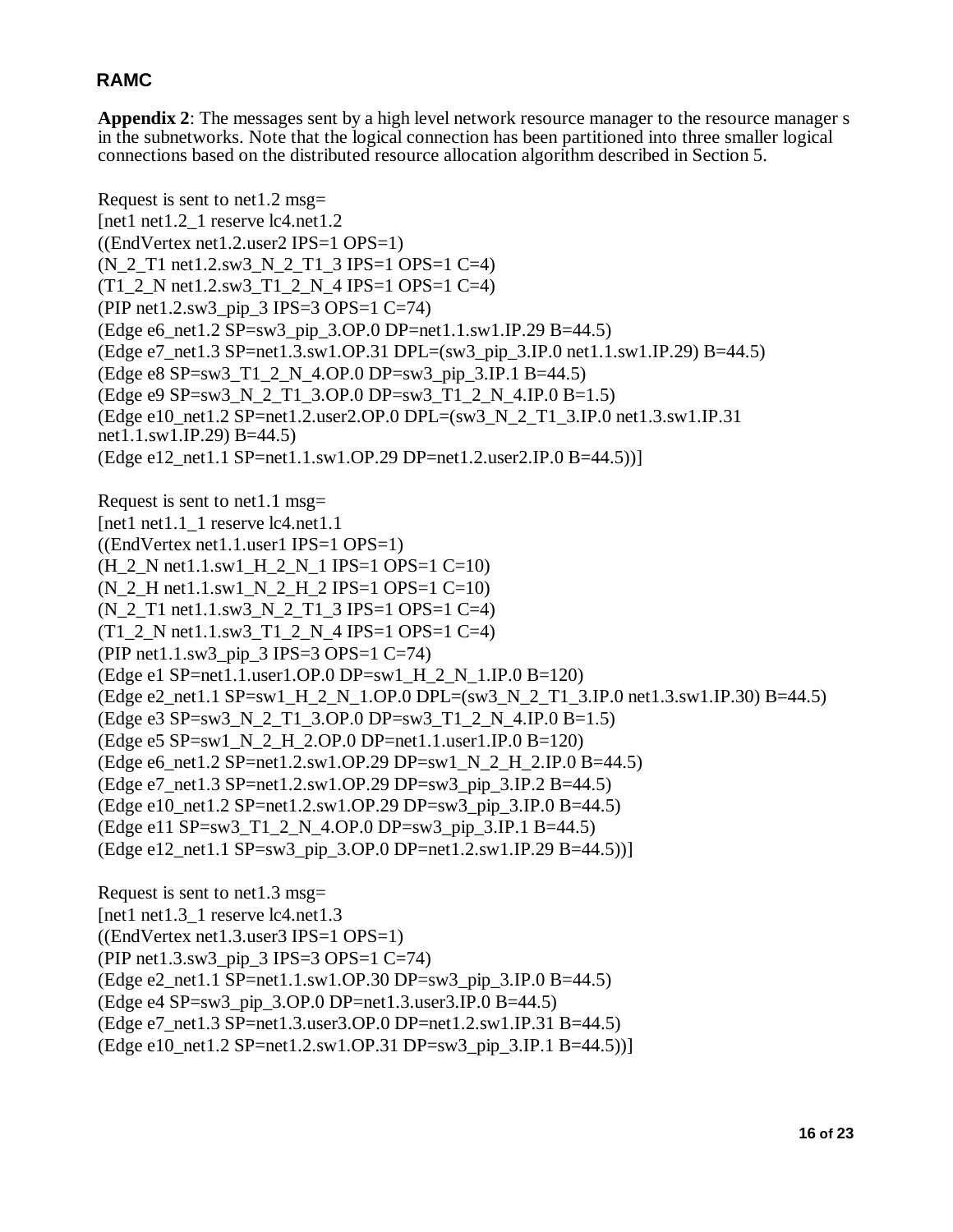**Appendix 2**: The messages sent by a high level network resource manager to the resource manager s in the subnetworks. Note that the logical connection has been partitioned into three smaller logical connections based on the distributed resource allocation algorithm described in Section 5.

Request is sent to net1.2 msg=
[net1 net1.2_1 reserve lc4.net1.2
((EndVertex net1.2.user2 IPS=1 OPS=1)
(N_2_T1 net1.2.sw3_N_2_T1_3 IPS=1 OPS=1 C=4)
(T1_2_N net1.2.sw3_T1_2_N_4 IPS=1 OPS=1 C=4)
(PIP net1.2.sw3_pip_3 IPS=3 OPS=1 C=74)
(Edge e6_net1.2 SP=sw3_pip_3.OP.0 DP=net1.1.sw1.IP.29 B=44.5)
(Edge e7_net1.3 SP=net1.3.sw1.OP.31 DPL=(sw3_pip_3.IP.0 net1.1.sw1.IP.29) B=44.5)
(Edge e8 SP=sw3_T1_2_N_4.OP.0 DP=sw3_pip_3.IP.1 B=44.5)
(Edge e9 SP=sw3_N_2_T1_3.OP.0 DP=sw3_T1_2_N_4.IP.0 B=1.5)
(Edge e10_net1.2 SP=net1.2.user2.OP.0 DPL=(sw3_N_2_T1_3.IP.0 net1.3.sw1.IP.31 net1.1.sw1.IP.29) B=44.5)
(Edge e12_net1.1 SP=net1.1.sw1.OP.29 DP=net1.2.user2.IP.0 B=44.5))]

Request is sent to net1.1 msg=
[net1 net1.1_1 reserve lc4.net1.1
((EndVertex net1.1.user1 IPS=1 OPS=1)
(H_2_N net1.1.sw1_H_2_N_1 IPS=1 OPS=1 C=10)
(N_2_H net1.1.sw1_N_2_H_2 IPS=1 OPS=1 C=10)
(N_2_T1 net1.1.sw3_N_2_T1_3 IPS=1 OPS=1 C=4)
(T1_2_N net1.1.sw3_T1_2_N_4 IPS=1 OPS=1 C=4)
(PIP net1.1.sw3_pip_3 IPS=3 OPS=1 C=74)
(Edge e1 SP=net1.1.user1.OP.0 DP=sw1_H_2_N_1.IP.0 B=120)
(Edge e2_net1.1 SP=sw1_H_2_N_1.OP.0 DPL=(sw3_N_2_T1_3.IP.0 net1.3.sw1.IP.30) B=44.5)
(Edge e3 SP=sw3_N_2_T1_3.OP.0 DP=sw3_T1_2_N_4.IP.0 B=1.5)
(Edge e5 SP=sw1_N_2_H_2.OP.0 DP=net1.1.user1.IP.0 B=120)
(Edge e6_net1.2 SP=net1.2.sw1.OP.29 DP=sw1_N_2_H_2.IP.0 B=44.5)
(Edge e7_net1.3 SP=net1.2.sw1.OP.29 DP=sw3_pip_3.IP.2 B=44.5)
(Edge e10_net1.2 SP=net1.2.sw1.OP.29 DP=sw3_pip_3.IP.0 B=44.5)
(Edge e11 SP=sw3_T1_2_N_4.OP.0 DP=sw3_pip_3.IP.1 B=44.5)
(Edge e12_net1.1 SP=sw3_pip_3.OP.0 DP=net1.2.sw1.IP.29 B=44.5))]

Request is sent to net1.3 msg=
[net1 net1.3_1 reserve lc4.net1.3
((EndVertex net1.3.user3 IPS=1 OPS=1)
(PIP net1.3.sw3_pip_3 IPS=3 OPS=1 C=74)
(Edge e2_net1.1 SP=net1.1.sw1.OP.30 DP=sw3_pip_3.IP.0 B=44.5)
(Edge e4 SP=sw3_pip_3.OP.0 DP=net1.3.user3.IP.0 B=44.5)
(Edge e7_net1.3 SP=net1.3.user3.OP.0 DP=net1.2.sw1.IP.31 B=44.5)
(Edge e10_net1.2 SP=net1.2.sw1.OP.31 DP=sw3_pip_3.IP.1 B=44.5))]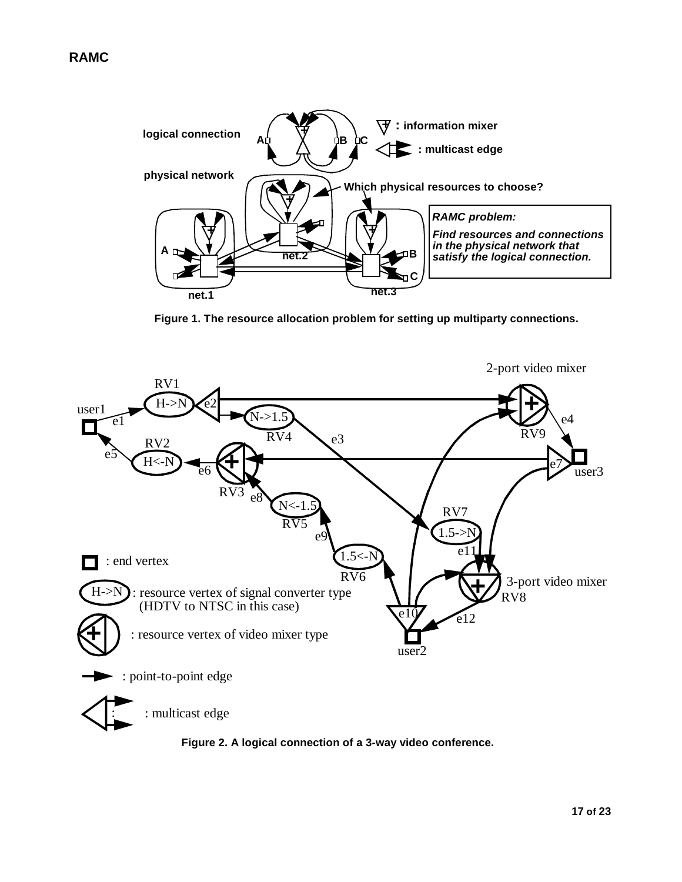## RAMC

Figure 1. The resource allocation problem for setting up multiparty connections.

Figure 2. A logical connection of a 3-way video conference.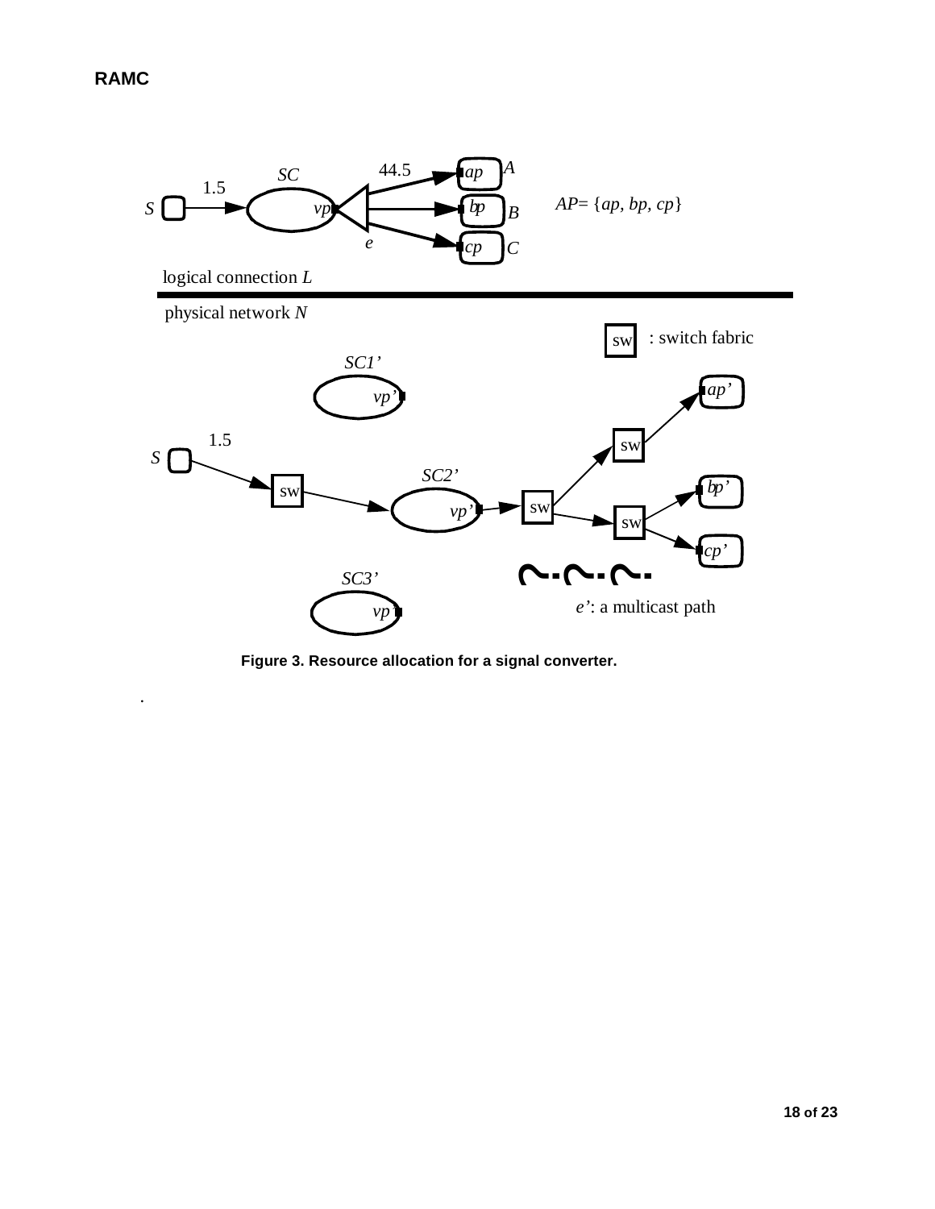Figure 3. Resource allocation for a signal converter.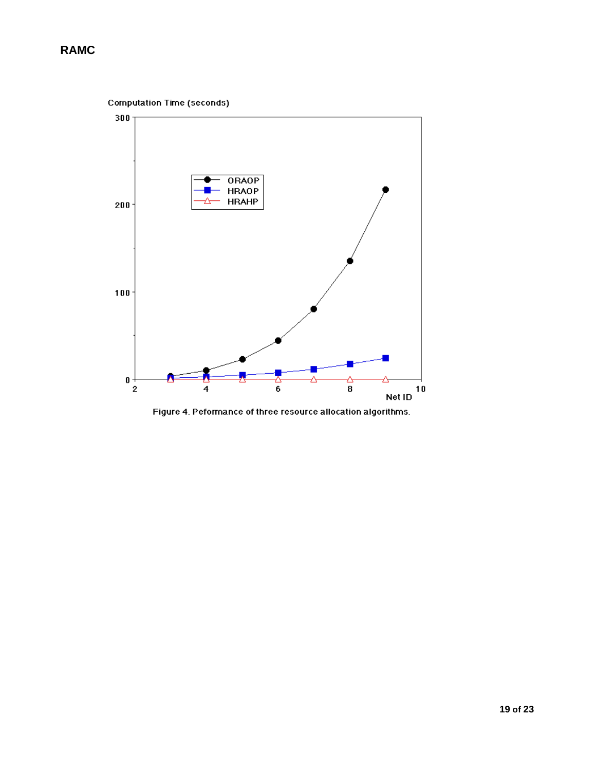Figure 4. Peformance of three resource allocation algorithms.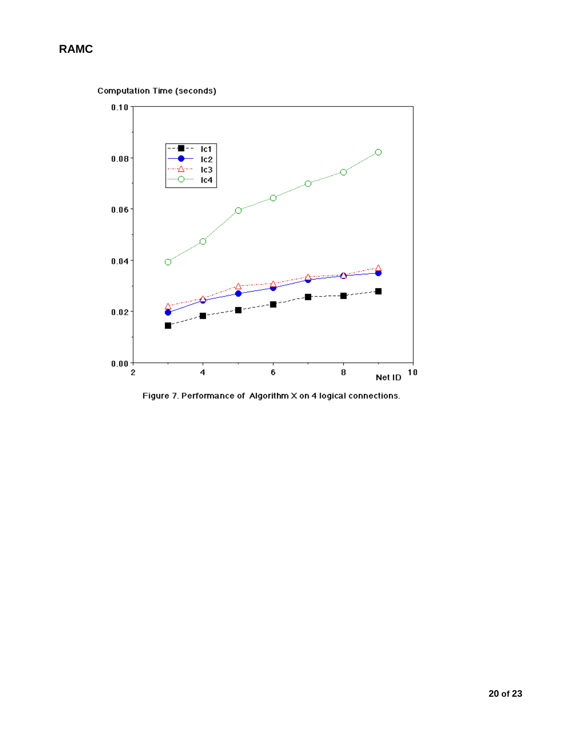Computation Time (seconds)

Net ID

lc1
lc2
lc3
lc4

Figure 7. Performance of Algorithm X on 4 logical connections.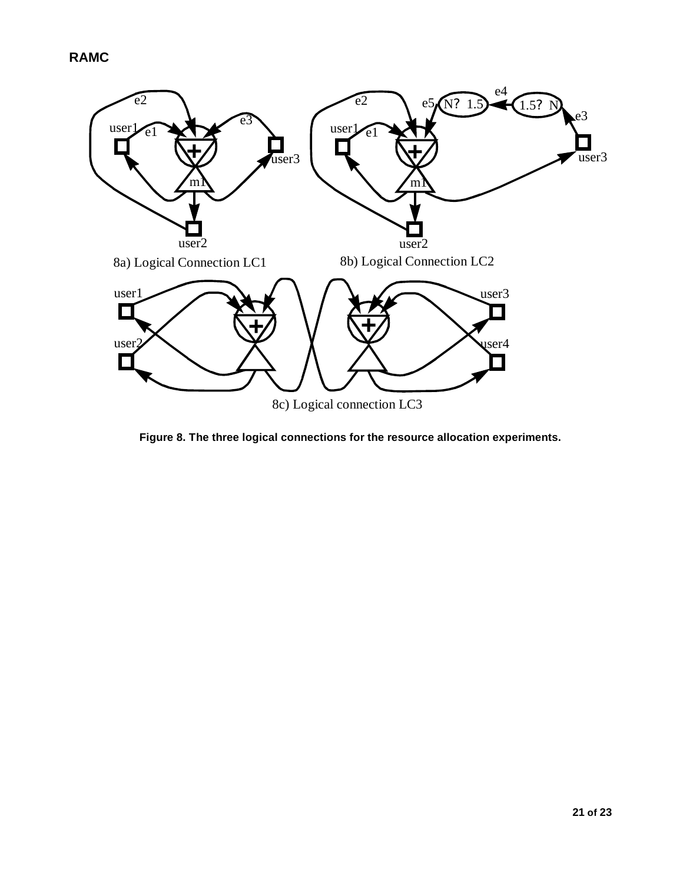**Figure 8. The three logical connections for the resource allocation experiments.**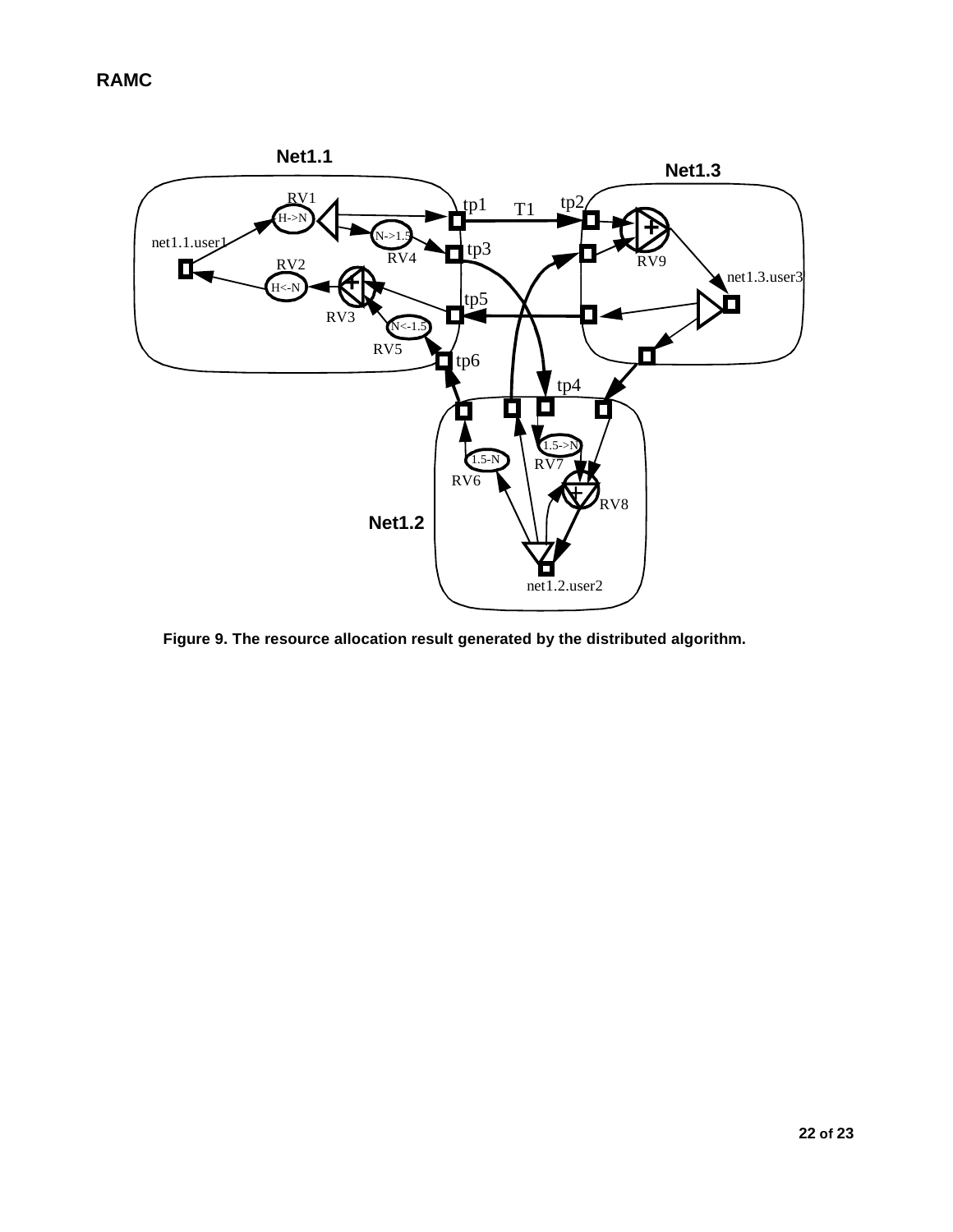Figure 9. The resource allocation result generated by the distributed algorithm.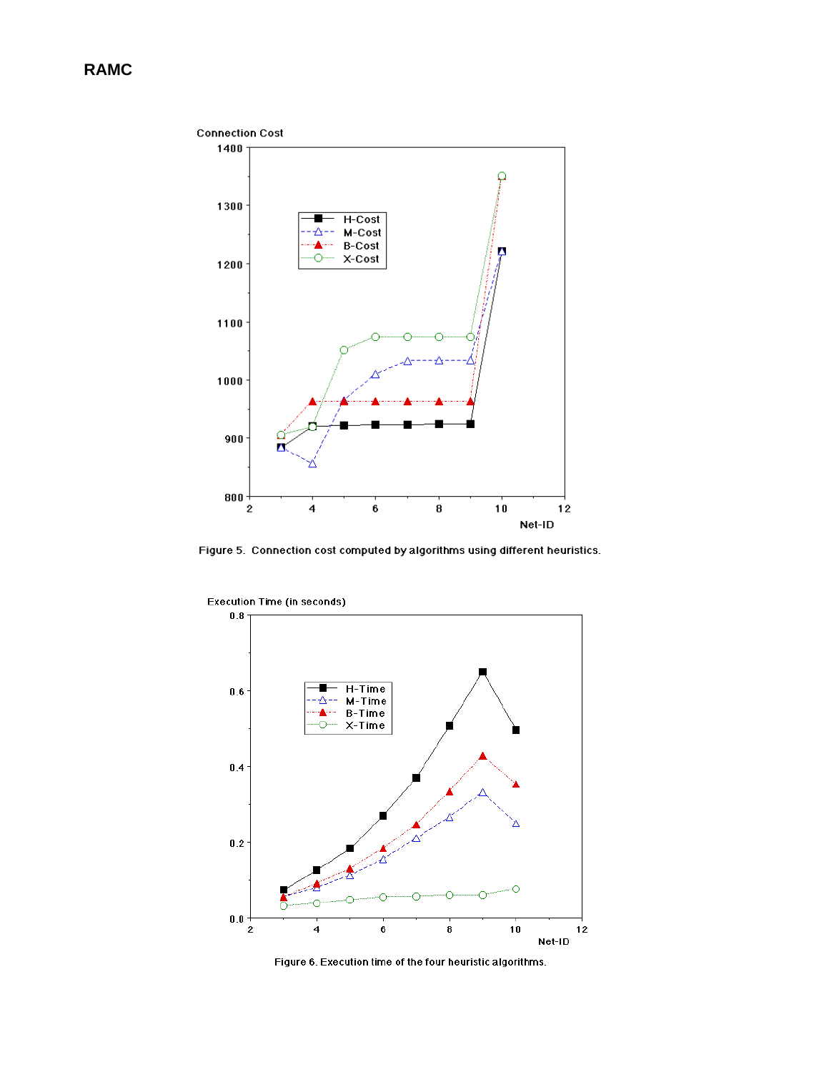**RAMC**

Connection Cost

1400

1300

1200

1100

1000

900

800

2 4 6 8 10 12

Net-ID

H-Cost
M-Cost
B-Cost
X-Cost

Figure 5. Connection cost computed by algorithms using different heuristics.

Execution Time (in seconds)

0.8

0.6

0.4

0.2

0.0

2 4 6 8 10 12

Net-ID

H-Time
M-Time
B-Time
X-Time

Figure 6. Execution time of the four heuristic algorithms.